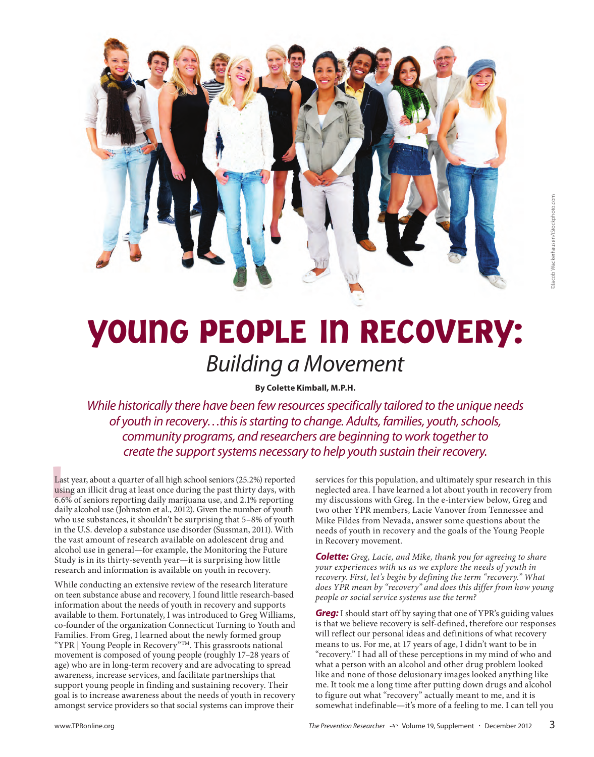# Young People in Recovery:

## *Building a Movement*

**By Colette Kimball, M.P.H.**

*While historically there have been few resources specifically tailored to the unique needs of youth in recovery…this is starting to change. Adults, families, youth, schools, community programs, and researchers are beginning to work together to create the support systems necessary to help youth sustain their recovery.*

Last year, about a quarter of all high school seniors (25.2%) reported using an illicit drug at least once during the past thirty days, with 6.6% of seniors reporting daily marijuana use, and 2.1% reporting daily alcohol use (Johnston et al., 2012). Given the number of youth who use substances, it shouldn't be surprising that 5–8% of youth in the U.S. develop a substance use disorder (Sussman, 2011). With the vast amount of research available on adolescent drug and alcohol use in general—for example, the Monitoring the Future Study is in its thirty-seventh year—it is surprising how little research and information is available on youth in recovery.

While conducting an extensive review of the research literature on teen substance abuse and recovery, I found little research-based information about the needs of youth in recovery and supports available to them. Fortunately, I was introduced to Greg Williams, co-founder of the organization Connecticut Turning to Youth and Families. From Greg, I learned about the newly formed group "YPR | Young People in Recovery"™. This grassroots national movement is composed of young people (roughly 17–28 years of age) who are in long-term recovery and are advocating to spread awareness, increase services, and facilitate partnerships that support young people in finding and sustaining recovery. Their goal is to increase awareness about the needs of youth in recovery amongst service providers so that social systems can improve their services for this population, and ultimately spur research in this neglected area. I have learned a lot about youth in recovery from my discussions with Greg. In the e-interview below, Greg and two other YPR members, Lacie Vanover from Tennessee and Mike Fildes from Nevada, answer some questions about the needs of youth in recovery and the goals of the Young People in Recovery movement.

***Colette:*** *Greg, Lacie, and Mike, thank you for agreeing to share your experiences with us as we explore the needs of youth in recovery. First, let's begin by defining the term "recovery." What does YPR mean by "recovery" and does this differ from how young people or social service systems use the term?*

***Greg:*** I should start off by saying that one of YPR's guiding values is that we believe recovery is self-defined, therefore our responses will reflect our personal ideas and definitions of what recovery means to us. For me, at 17 years of age, I didn't want to be in "recovery." I had all of these perceptions in my mind of who and what a person with an alcohol and other drug problem looked like and none of those delusionary images looked anything like me. It took me a long time after putting down drugs and alcohol to figure out what "recovery" actually meant to me, and it is somewhat indefinable—it's more of a feeling to me. I can tell you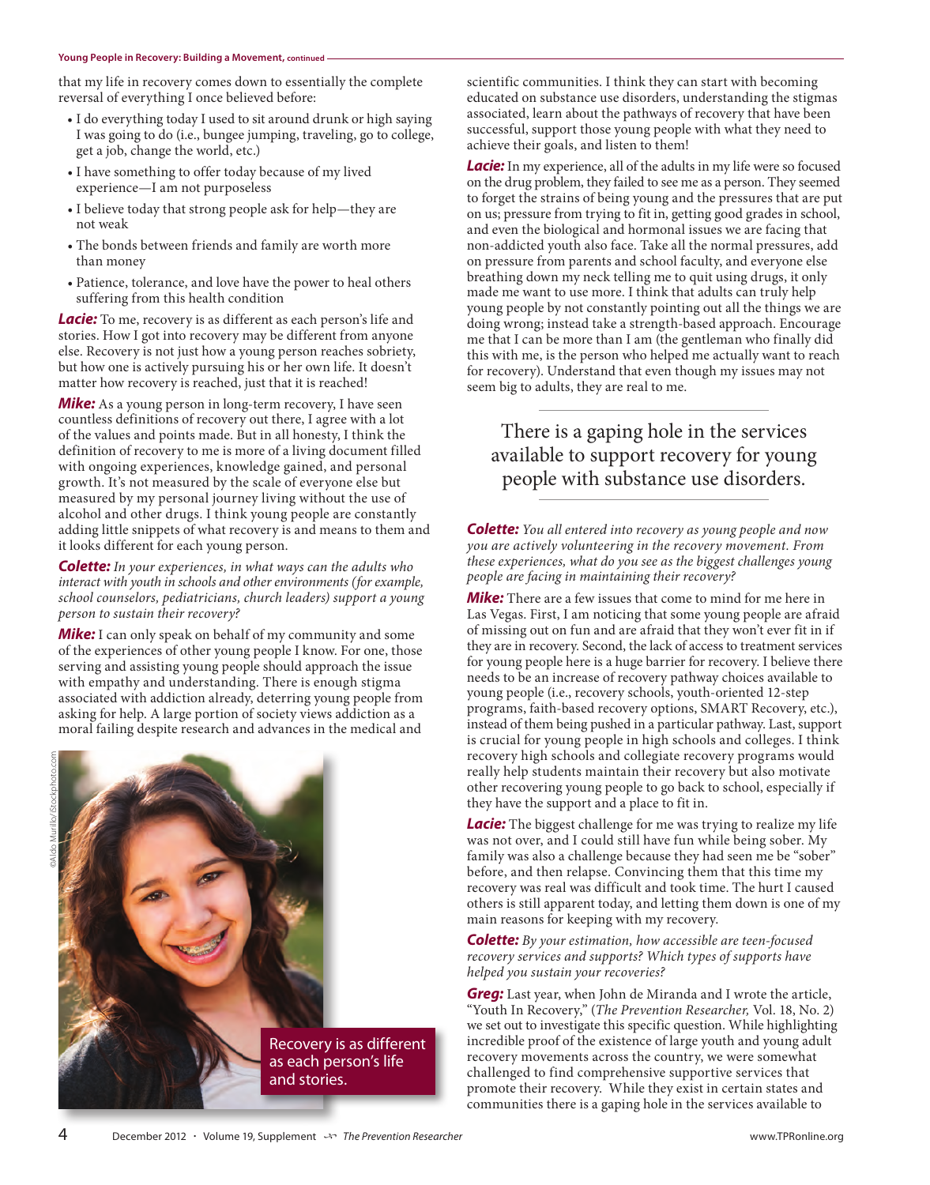that my life in recovery comes down to essentially the complete reversal of everything I once believed before:

- I do everything today I used to sit around drunk or high saying I was going to do (i.e., bungee jumping, traveling, go to college, get a job, change the world, etc.)
- I have something to offer today because of my lived experience—I am not purposeless
- I believe today that strong people ask for help—they are not weak
- The bonds between friends and family are worth more than money
- Patience, tolerance, and love have the power to heal others suffering from this health condition

***Lacie:*** To me, recovery is as different as each person's life and stories. How I got into recovery may be different from anyone else. Recovery is not just how a young person reaches sobriety, but how one is actively pursuing his or her own life. It doesn't matter how recovery is reached, just that it is reached!

***Mike:*** As a young person in long-term recovery, I have seen countless definitions of recovery out there, I agree with a lot of the values and points made. But in all honesty, I think the definition of recovery to me is more of a living document filled with ongoing experiences, knowledge gained, and personal growth. It's not measured by the scale of everyone else but measured by my personal journey living without the use of alcohol and other drugs. I think young people are constantly adding little snippets of what recovery is and means to them and it looks different for each young person.

***Colette:*** *In your experiences, in what ways can the adults who interact with youth in schools and other environments (for example, school counselors, pediatricians, church leaders) support a young person to sustain their recovery?*

***Mike:*** I can only speak on behalf of my community and some of the experiences of other young people I know. For one, those serving and assisting young people should approach the issue with empathy and understanding. There is enough stigma associated with addiction already, deterring young people from asking for help. A large portion of society views addiction as a moral failing despite research and advances in the medical and scientific communities. I think they can start with becoming educated on substance use disorders, understanding the stigmas associated, learn about the pathways of recovery that have been successful, support those young people with what they need to achieve their goals, and listen to them!

***Lacie:*** In my experience, all of the adults in my life were so focused on the drug problem, they failed to see me as a person. They seemed to forget the strains of being young and the pressures that are put on us; pressure from trying to fit in, getting good grades in school, and even the biological and hormonal issues we are facing that non-addicted youth also face. Take all the normal pressures, add on pressure from parents and school faculty, and everyone else breathing down my neck telling me to quit using drugs, it only made me want to use more. I think that adults can truly help young people by not constantly pointing out all the things we are doing wrong; instead take a strength-based approach. Encourage me that I can be more than I am (the gentleman who finally did this with me, is the person who helped me actually want to reach for recovery). Understand that even though my issues may not seem big to adults, they are real to me.

> There is a gaping hole in the services available to support recovery for young people with substance use disorders.

Recovery is as different as each person's life and stories.

***Colette:*** *You all entered into recovery as young people and now you are actively volunteering in the recovery movement. From these experiences, what do you see as the biggest challenges young people are facing in maintaining their recovery?*

***Mike:*** There are a few issues that come to mind for me here in Las Vegas. First, I am noticing that some young people are afraid of missing out on fun and are afraid that they won't ever fit in if they are in recovery. Second, the lack of access to treatment services for young people here is a huge barrier for recovery. I believe there needs to be an increase of recovery pathway choices available to young people (i.e., recovery schools, youth-oriented 12-step programs, faith-based recovery options, SMART Recovery, etc.), instead of them being pushed in a particular pathway. Last, support is crucial for young people in high schools and colleges. I think recovery high schools and collegiate recovery programs would really help students maintain their recovery but also motivate other recovering young people to go back to school, especially if they have the support and a place to fit in.

***Lacie:*** The biggest challenge for me was trying to realize my life was not over, and I could still have fun while being sober. My family was also a challenge because they had seen me be "sober" before, and then relapse. Convincing them that this time my recovery was real was difficult and took time. The hurt I caused others is still apparent today, and letting them down is one of my main reasons for keeping with my recovery.

***Colette:*** *By your estimation, how accessible are teen-focused recovery services and supports? Which types of supports have helped you sustain your recoveries?*

***Greg:*** Last year, when John de Miranda and I wrote the article, "Youth In Recovery," (*The Prevention Researcher,* Vol. 18, No. 2) we set out to investigate this specific question. While highlighting incredible proof of the existence of large youth and young adult recovery movements across the country, we were somewhat challenged to find comprehensive supportive services that promote their recovery. While they exist in certain states and communities there is a gaping hole in the services available to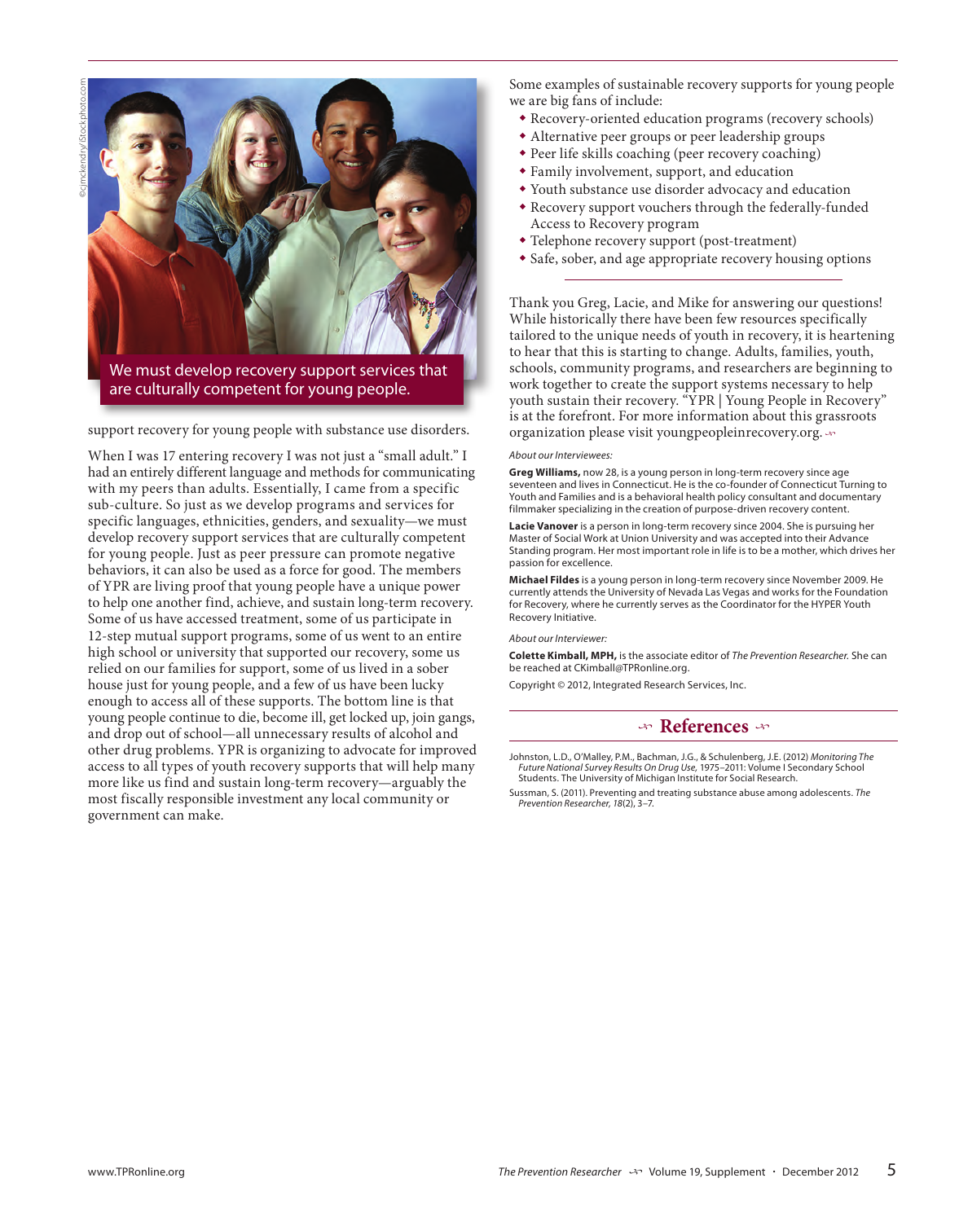We must develop recovery support services that are culturally competent for young people.

support recovery for young people with substance use disorders.

When I was 17 entering recovery I was not just a "small adult." I had an entirely different language and methods for communicating with my peers than adults. Essentially, I came from a specific sub-culture. So just as we develop programs and services for specific languages, ethnicities, genders, and sexuality—we must develop recovery support services that are culturally competent for young people. Just as peer pressure can promote negative behaviors, it can also be used as a force for good. The members of YPR are living proof that young people have a unique power to help one another find, achieve, and sustain long-term recovery. Some of us have accessed treatment, some of us participate in 12-step mutual support programs, some of us went to an entire high school or university that supported our recovery, some us relied on our families for support, some of us lived in a sober house just for young people, and a few of us have been lucky enough to access all of these supports. The bottom line is that young people continue to die, become ill, get locked up, join gangs, and drop out of school—all unnecessary results of alcohol and other drug problems. YPR is organizing to advocate for improved access to all types of youth recovery supports that will help many more like us find and sustain long-term recovery—arguably the most fiscally responsible investment any local community or government can make.

Some examples of sustainable recovery supports for young people we are big fans of include:

- Recovery-oriented education programs (recovery schools)
- Alternative peer groups or peer leadership groups
- Peer life skills coaching (peer recovery coaching)
- Family involvement, support, and education
- Youth substance use disorder advocacy and education
- Recovery support vouchers through the federally-funded Access to Recovery program
- Telephone recovery support (post-treatment)
- Safe, sober, and age appropriate recovery housing options

---

Thank you Greg, Lacie, and Mike for answering our questions! While historically there have been few resources specifically tailored to the unique needs of youth in recovery, it is heartening to hear that this is starting to change. Adults, families, youth, schools, community programs, and researchers are beginning to work together to create the support systems necessary to help youth sustain their recovery. "YPR | Young People in Recovery" is at the forefront. For more information about this grassroots organization please visit youngpeopleinrecovery.org.

*About our Interviewees:*

**Greg Williams,** now 28, is a young person in long-term recovery since age seventeen and lives in Connecticut. He is the co-founder of Connecticut Turning to Youth and Families and is a behavioral health policy consultant and documentary filmmaker specializing in the creation of purpose-driven recovery content.

**Lacie Vanover** is a person in long-term recovery since 2004. She is pursuing her Master of Social Work at Union University and was accepted into their Advance Standing program. Her most important role in life is to be a mother, which drives her passion for excellence.

**Michael Fildes** is a young person in long-term recovery since November 2009. He currently attends the University of Nevada Las Vegas and works for the Foundation for Recovery, where he currently serves as the Coordinator for the HYPER Youth Recovery Initiative.

*About our Interviewer:*

**Colette Kimball, MPH,** is the associate editor of *The Prevention Researcher.* She can be reached at CKimball@TPRonline.org.

Copyright © 2012, Integrated Research Services, Inc.

## References

Johnston, L.D., O'Malley, P.M., Bachman, J.G., & Schulenberg, J.E. (2012) *Monitoring The Future National Survey Results On Drug Use,* 1975–2011: Volume I Secondary School Students. The University of Michigan Institute for Social Research.

Sussman, S. (2011). Preventing and treating substance abuse among adolescents. *The Prevention Researcher, 18*(2), 3–7.